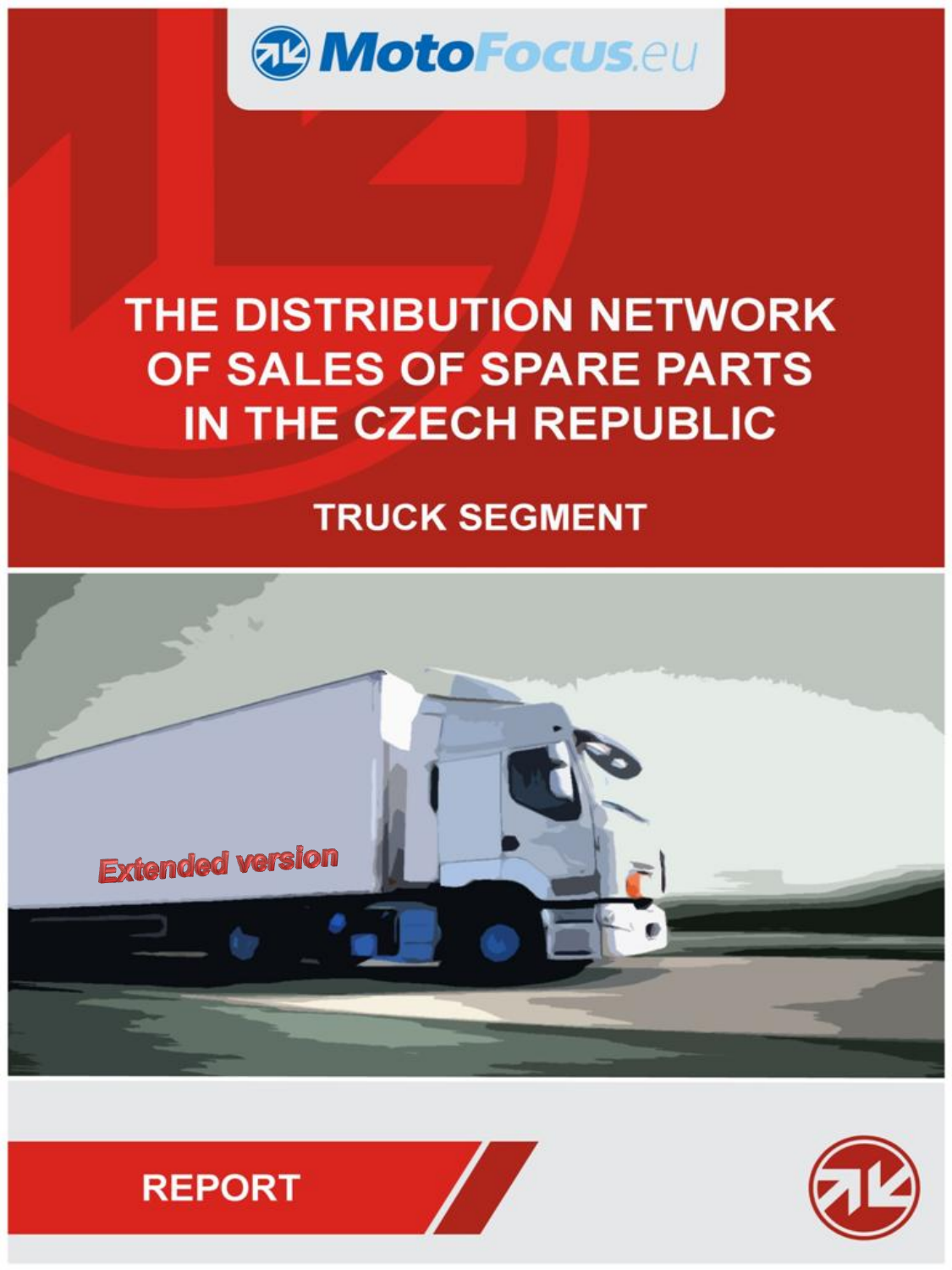MotoFocus.eu

# THE DISTRIBUTION NETWORK OF SALES OF SPARE PARTS IN THE CZECH REPUBLIC

## TRUCK SEGMENT

Extended version

REPORT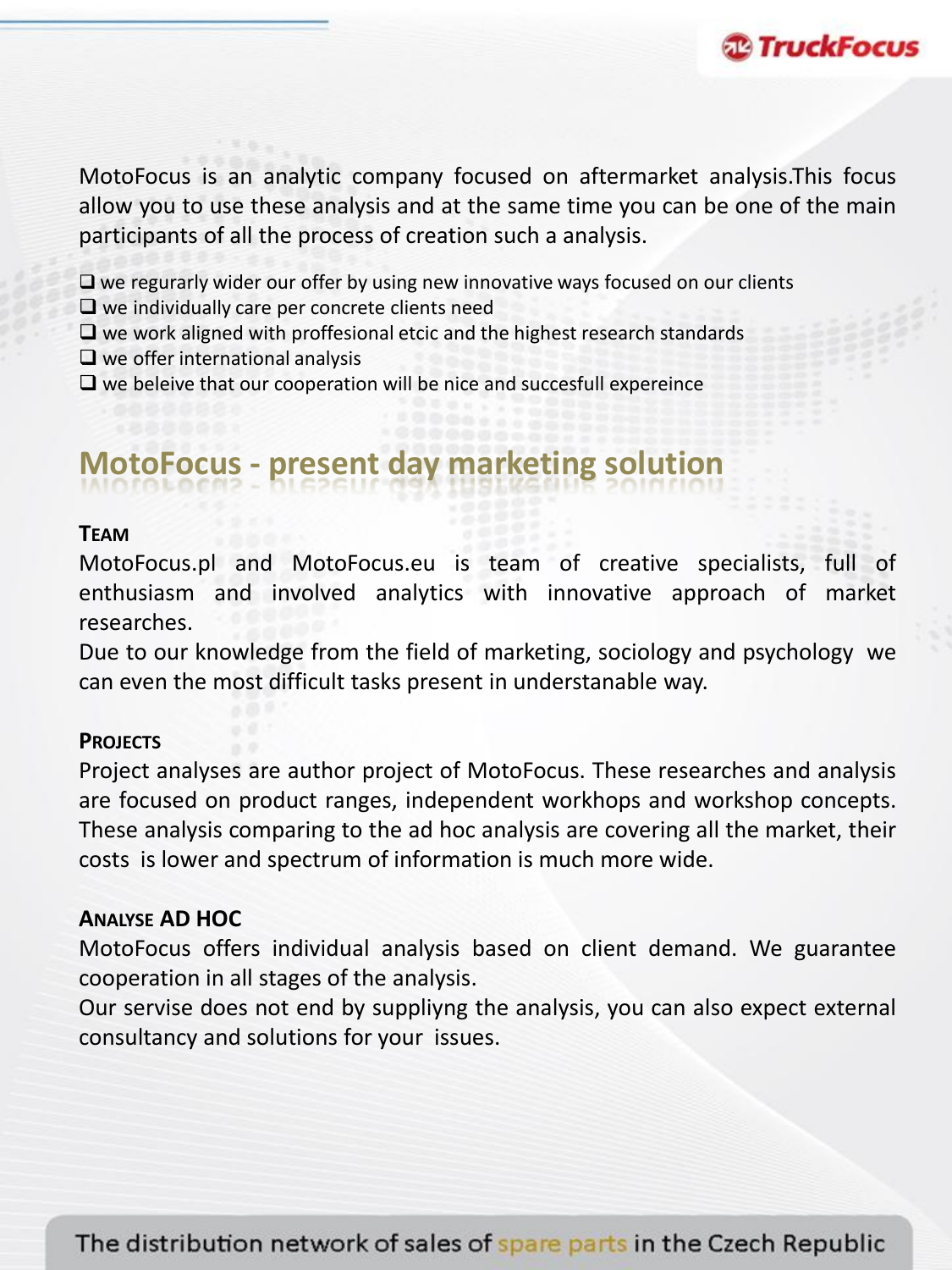MotoFocus is an analytic company focused on aftermarket analysis.This focus allow you to use these analysis and at the same time you can be one of the main participants of all the process of creation such a analysis.

- we regurarly wider our offer by using new innovative ways focused on our clients
- we individually care per concrete clients need
- we work aligned with proffesional etcic and the highest research standards
- we offer international analysis
- we beleive that our cooperation will be nice and succesfull expereince

## MotoFocus - present day marketing solution

**TEAM**

MotoFocus.pl and MotoFocus.eu is team of creative specialists, full of enthusiasm and involved analytics with innovative approach of market researches.

Due to our knowledge from the field of marketing, sociology and psychology we can even the most difficult tasks present in understanable way.

**PROJECTS**

Project analyses are author project of MotoFocus. These researches and analysis are focused on product ranges, independent workhops and workshop concepts. These analysis comparing to the ad hoc analysis are covering all the market, their costs is lower and spectrum of information is much more wide.

**ANALYSE AD HOC**

MotoFocus offers individual analysis based on client demand. We guarantee cooperation in all stages of the analysis.

Our servise does not end by suppliyng the analysis, you can also expect external consultancy and solutions for your issues.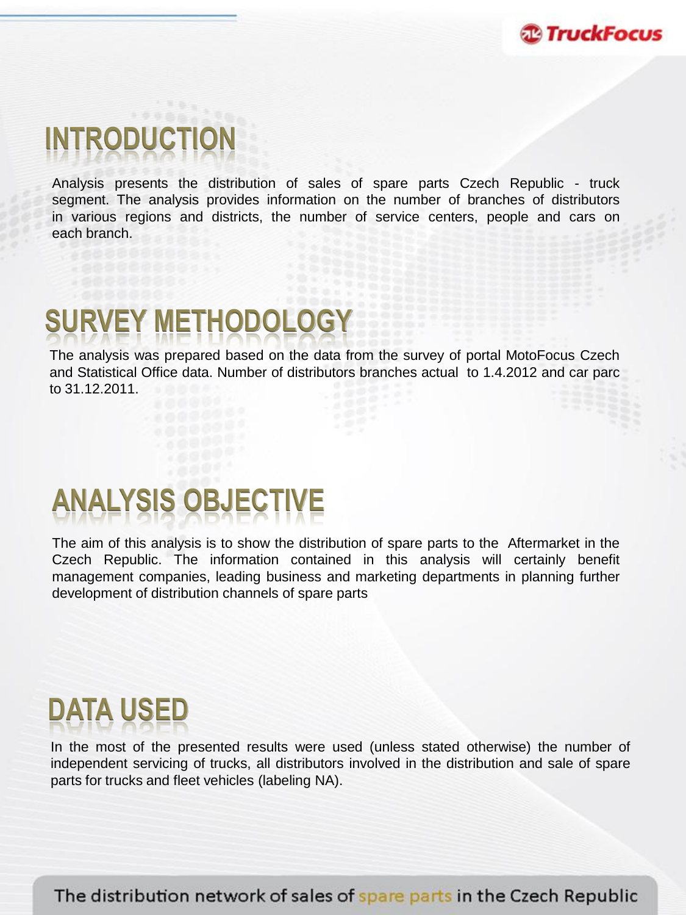# INTRODUCTION

Analysis presents the distribution of sales of spare parts Czech Republic - truck segment. The analysis provides information on the number of branches of distributors in various regions and districts, the number of service centers, people and cars on each branch.

# SURVEY METHODOLOGY

The analysis was prepared based on the data from the survey of portal MotoFocus Czech and Statistical Office data. Number of distributors branches actual to 1.4.2012 and car parc to 31.12.2011.

# ANALYSIS OBJECTIVE

The aim of this analysis is to show the distribution of spare parts to the Aftermarket in the Czech Republic. The information contained in this analysis will certainly benefit management companies, leading business and marketing departments in planning further development of distribution channels of spare parts

# DATA USED

In the most of the presented results were used (unless stated otherwise) the number of independent servicing of trucks, all distributors involved in the distribution and sale of spare parts for trucks and fleet vehicles (labeling NA).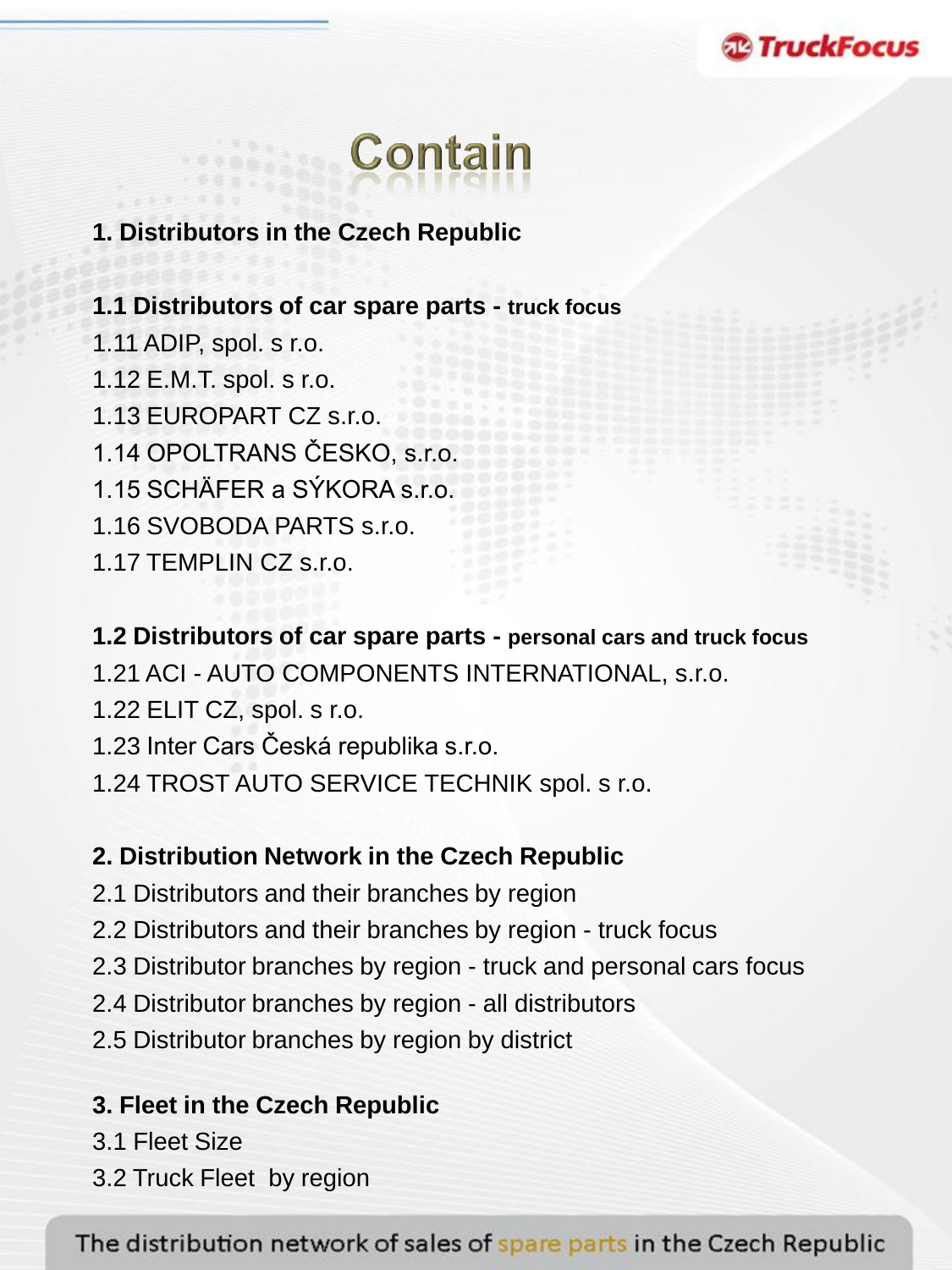# Contain

**1. Distributors in the Czech Republic**

**1.1 Distributors of car spare parts - truck focus**

1.11 ADIP, spol. s r.o.
1.12 E.M.T. spol. s r.o.
1.13 EUROPART CZ s.r.o.
1.14 OPOLTRANS ČESKO, s.r.o.
1.15 SCHÄFER a SÝKORA s.r.o.
1.16 SVOBODA PARTS s.r.o.
1.17 TEMPLIN CZ s.r.o.

**1.2 Distributors of car spare parts - personal cars and truck focus**

1.21 ACI - AUTO COMPONENTS INTERNATIONAL, s.r.o.
1.22 ELIT CZ, spol. s r.o.
1.23 Inter Cars Česká republika s.r.o.
1.24 TROST AUTO SERVICE TECHNIK spol. s r.o.

**2. Distribution Network in the Czech Republic**

2.1 Distributors and their branches by region
2.2 Distributors and their branches by region - truck focus
2.3 Distributor branches by region - truck and personal cars focus
2.4 Distributor branches by region - all distributors
2.5 Distributor branches by region by district

**3. Fleet in the Czech Republic**

3.1 Fleet Size
3.2 Truck Fleet by region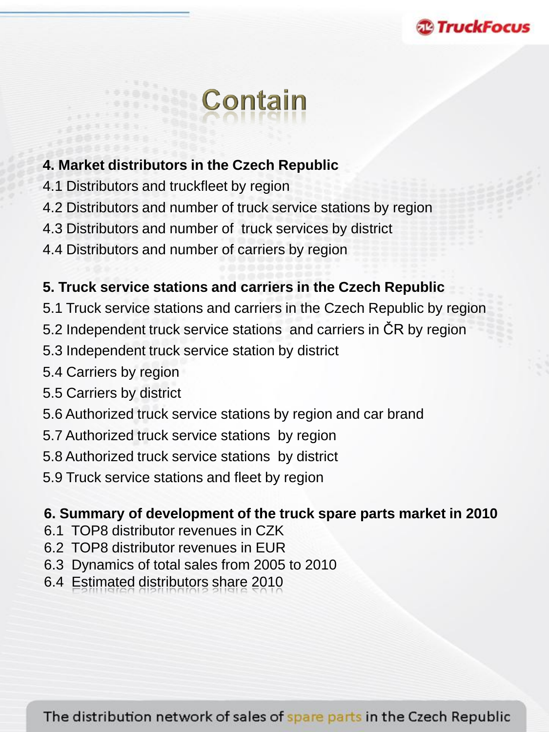# Contain

**4. Market distributors in the Czech Republic**

4.1 Distributors and truckfleet by region

4.2 Distributors and number of truck service stations by region

4.3 Distributors and number of truck services by district

4.4 Distributors and number of carriers by region

**5. Truck service stations and carriers in the Czech Republic**

5.1 Truck service stations and carriers in the Czech Republic by region

5.2 Independent truck service stations and carriers in ČR by region

5.3 Independent truck service station by district

5.4 Carriers by region

5.5 Carriers by district

5.6 Authorized truck service stations by region and car brand

5.7 Authorized truck service stations by region

5.8 Authorized truck service stations by district

5.9 Truck service stations and fleet by region

**6. Summary of development of the truck spare parts market in 2010**

6.1 TOP8 distributor revenues in CZK

6.2 TOP8 distributor revenues in EUR

6.3 Dynamics of total sales from 2005 to 2010

6.4 Estimated distributors share 2010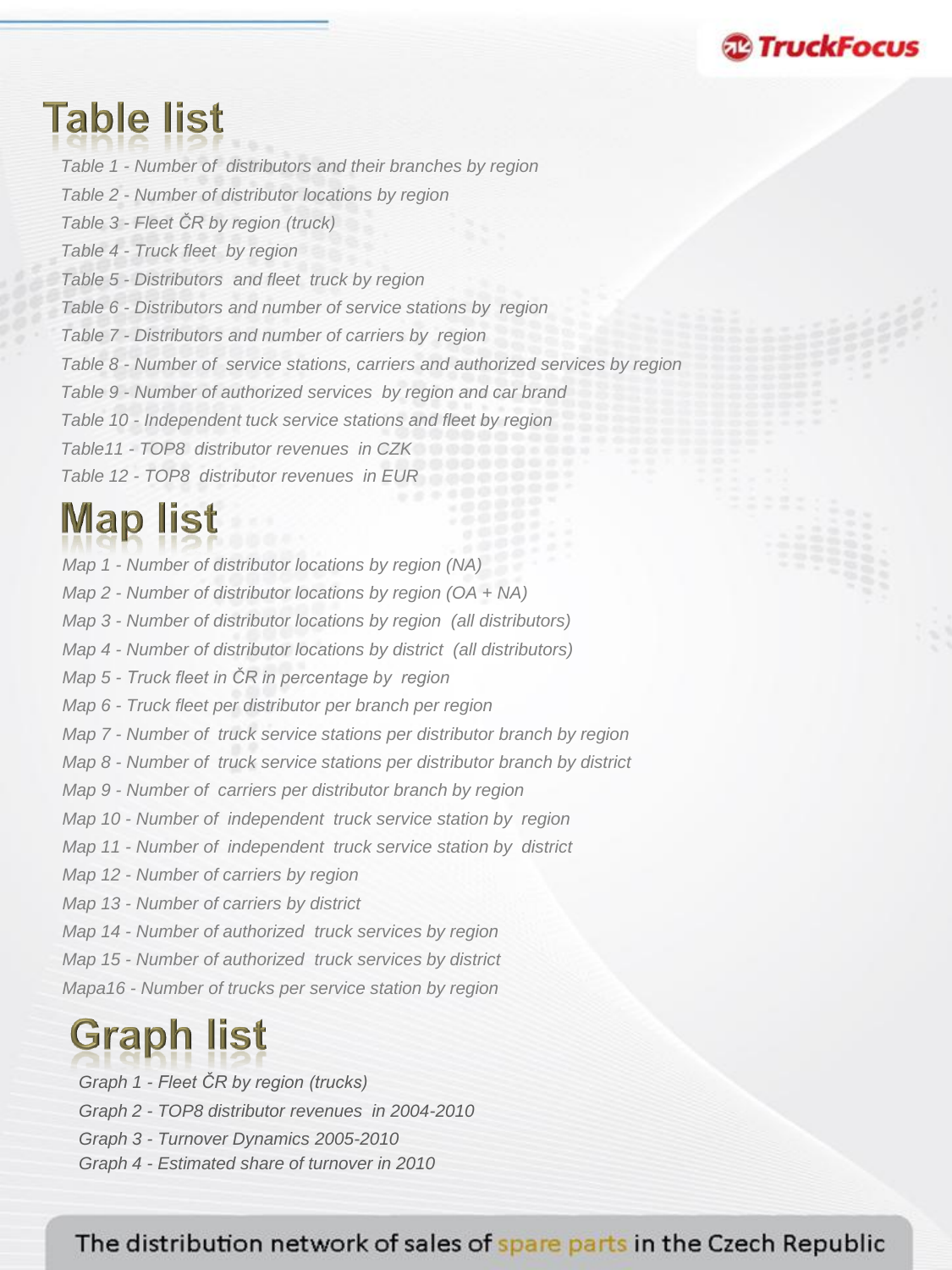# Table list

*Table 1 - Number of distributors and their branches by region*

*Table 2 - Number of distributor locations by region*

*Table 3 - Fleet ČR by region (truck)*

*Table 4 - Truck fleet by region*

*Table 5 - Distributors and fleet truck by region*

*Table 6 - Distributors and number of service stations by region*

*Table 7 - Distributors and number of carriers by region*

*Table 8 - Number of service stations, carriers and authorized services by region*

*Table 9 - Number of authorized services by region and car brand*

*Table 10 - Independent tuck service stations and fleet by region*

*Table11 - TOP8 distributor revenues in CZK*

*Table 12 - TOP8 distributor revenues in EUR*

# Map list

*Map 1 - Number of distributor locations by region (NA)*

*Map 2 - Number of distributor locations by region (OA + NA)*

*Map 3 - Number of distributor locations by region (all distributors)*

*Map 4 - Number of distributor locations by district (all distributors)*

*Map 5 - Truck fleet in ČR in percentage by region*

*Map 6 - Truck fleet per distributor per branch per region*

*Map 7 - Number of truck service stations per distributor branch by region*

*Map 8 - Number of truck service stations per distributor branch by district*

*Map 9 - Number of carriers per distributor branch by region*

*Map 10 - Number of independent truck service station by region*

*Map 11 - Number of independent truck service station by district*

*Map 12 - Number of carriers by region*

*Map 13 - Number of carriers by district*

*Map 14 - Number of authorized truck services by region*

*Map 15 - Number of authorized truck services by district*

*Mapa16 - Number of trucks per service station by region*

# Graph list

*Graph 1 - Fleet ČR by region (trucks)*

*Graph 2 - TOP8 distributor revenues in 2004-2010*

*Graph 3 - Turnover Dynamics 2005-2010*

*Graph 4 - Estimated share of turnover in 2010*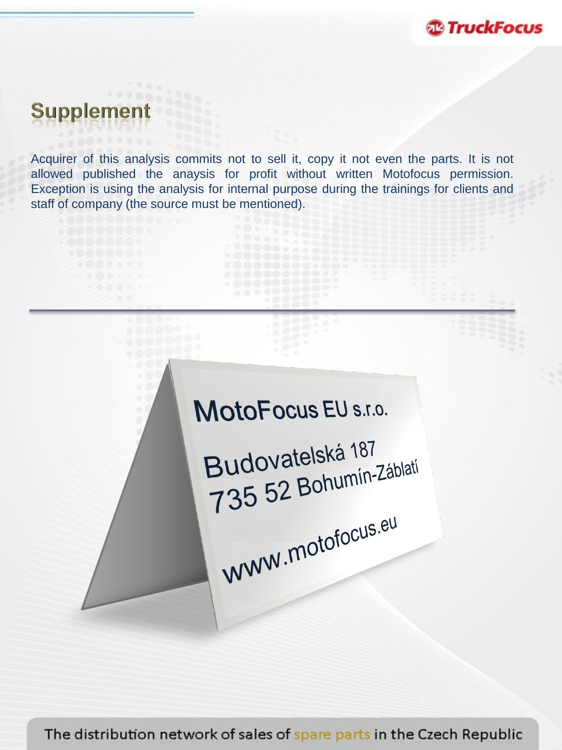## Supplement

Acquirer of this analysis commits not to sell it, copy it not even the parts. It is not allowed published the anaysis for profit without written Motofocus permission. Exception is using the analysis for internal purpose during the trainings for clients and staff of company (the source must be mentioned).

MotoFocus EU s.r.o.

Budovatelská 187
735 52 Bohumín-Záblatí

www.motofocus.eu